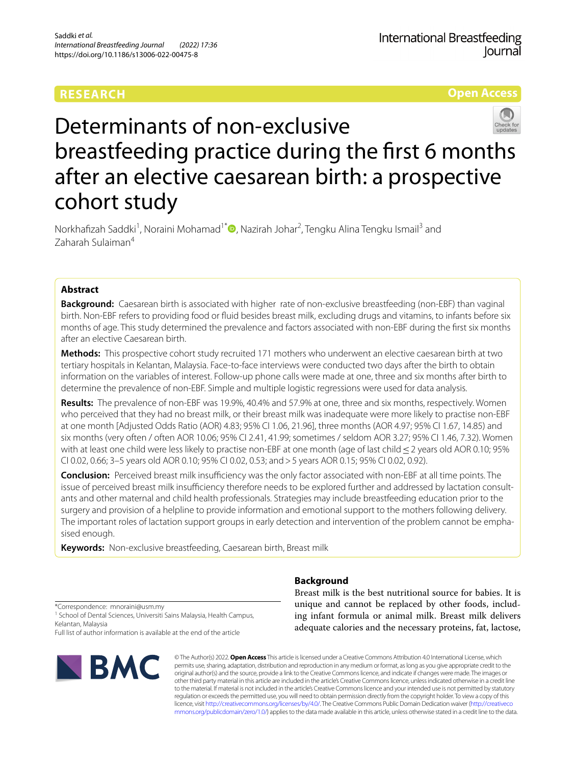RESEARCH

Open Access

# Determinants of non-exclusive breastfeeding practice during the first 6 months after an elective caesarean birth: a prospective cohort study

Norkhafizah Saddki[1], Noraini Mohamad[1*], Nazirah Johar[2], Tengku Alina Tengku Ismail[3] and Zaharah Sulaiman[4]

## Abstract

**Background:** Caesarean birth is associated with higher rate of non-exclusive breastfeeding (non-EBF) than vaginal birth. Non-EBF refers to providing food or fluid besides breast milk, excluding drugs and vitamins, to infants before six months of age. This study determined the prevalence and factors associated with non-EBF during the first six months after an elective Caesarean birth.

**Methods:** This prospective cohort study recruited 171 mothers who underwent an elective caesarean birth at two tertiary hospitals in Kelantan, Malaysia. Face-to-face interviews were conducted two days after the birth to obtain information on the variables of interest. Follow-up phone calls were made at one, three and six months after birth to determine the prevalence of non-EBF. Simple and multiple logistic regressions were used for data analysis.

**Results:** The prevalence of non-EBF was 19.9%, 40.4% and 57.9% at one, three and six months, respectively. Women who perceived that they had no breast milk, or their breast milk was inadequate were more likely to practise non-EBF at one month [Adjusted Odds Ratio (AOR) 4.83; 95% CI 1.06, 21.96], three months (AOR 4.97; 95% CI 1.67, 14.85) and six months (very often / often AOR 10.06; 95% CI 2.41, 41.99; sometimes / seldom AOR 3.27; 95% CI 1.46, 7.32). Women with at least one child were less likely to practise non-EBF at one month (age of last child ≤ 2 years old AOR 0.10; 95% CI 0.02, 0.66; 3–5 years old AOR 0.10; 95% CI 0.02, 0.53; and > 5 years AOR 0.15; 95% CI 0.02, 0.92).

**Conclusion:** Perceived breast milk insufficiency was the only factor associated with non-EBF at all time points. The issue of perceived breast milk insufficiency therefore needs to be explored further and addressed by lactation consultants and other maternal and child health professionals. Strategies may include breastfeeding education prior to the surgery and provision of a helpline to provide information and emotional support to the mothers following delivery. The important roles of lactation support groups in early detection and intervention of the problem cannot be emphasised enough.

**Keywords:** Non-exclusive breastfeeding, Caesarean birth, Breast milk

## Background

Breast milk is the best nutritional source for babies. It is unique and cannot be replaced by other foods, including infant formula or animal milk. Breast milk delivers adequate calories and the necessary proteins, fat, lactose,

*Correspondence: mnoraini@usm.my

[1] School of Dental Sciences, Universiti Sains Malaysia, Health Campus, Kelantan, Malaysia

Full list of author information is available at the end of the article

© The Author(s) 2022. **Open Access** This article is licensed under a Creative Commons Attribution 4.0 International License, which permits use, sharing, adaptation, distribution and reproduction in any medium or format, as long as you give appropriate credit to the original author(s) and the source, provide a link to the Creative Commons licence, and indicate if changes were made. The images or other third party material in this article are included in the article's Creative Commons licence, unless indicated otherwise in a credit line to the material. If material is not included in the article's Creative Commons licence and your intended use is not permitted by statutory regulation or exceeds the permitted use, you will need to obtain permission directly from the copyright holder. To view a copy of this licence, visit http://creativecommons.org/licenses/by/4.0/. The Creative Commons Public Domain Dedication waiver (http://creativecommons.org/publicdomain/zero/1.0/) applies to the data made available in this article, unless otherwise stated in a credit line to the data.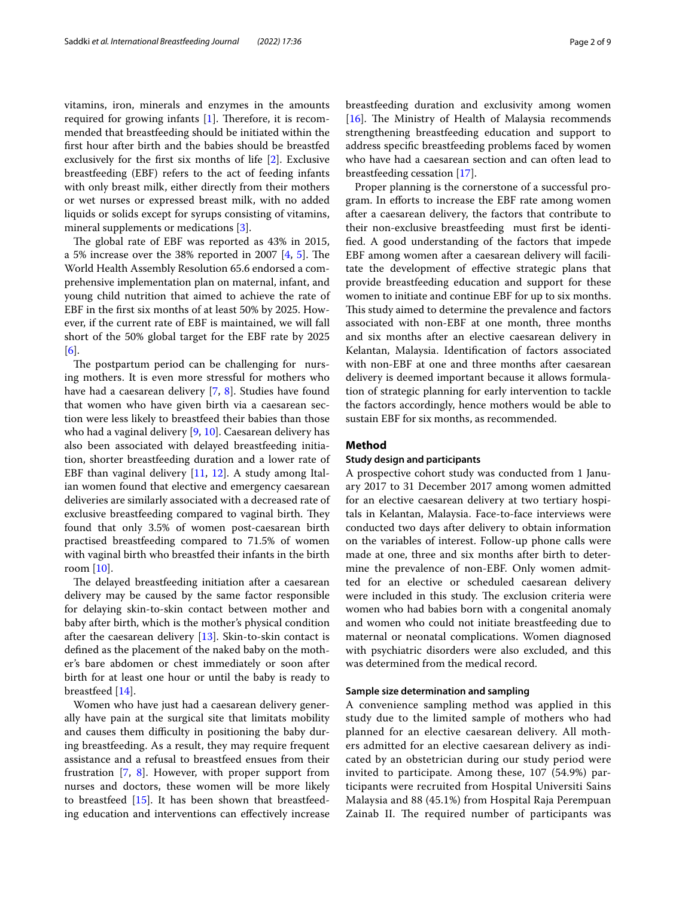vitamins, iron, minerals and enzymes in the amounts required for growing infants [1]. Therefore, it is recommended that breastfeeding should be initiated within the first hour after birth and the babies should be breastfed exclusively for the first six months of life [2]. Exclusive breastfeeding (EBF) refers to the act of feeding infants with only breast milk, either directly from their mothers or wet nurses or expressed breast milk, with no added liquids or solids except for syrups consisting of vitamins, mineral supplements or medications [3].

The global rate of EBF was reported as 43% in 2015, a 5% increase over the 38% reported in 2007 [4, 5]. The World Health Assembly Resolution 65.6 endorsed a comprehensive implementation plan on maternal, infant, and young child nutrition that aimed to achieve the rate of EBF in the first six months of at least 50% by 2025. However, if the current rate of EBF is maintained, we will fall short of the 50% global target for the EBF rate by 2025 [6].

The postpartum period can be challenging for nursing mothers. It is even more stressful for mothers who have had a caesarean delivery [7, 8]. Studies have found that women who have given birth via a caesarean section were less likely to breastfeed their babies than those who had a vaginal delivery [9, 10]. Caesarean delivery has also been associated with delayed breastfeeding initiation, shorter breastfeeding duration and a lower rate of EBF than vaginal delivery [11, 12]. A study among Italian women found that elective and emergency caesarean deliveries are similarly associated with a decreased rate of exclusive breastfeeding compared to vaginal birth. They found that only 3.5% of women post-caesarean birth practised breastfeeding compared to 71.5% of women with vaginal birth who breastfed their infants in the birth room [10].

The delayed breastfeeding initiation after a caesarean delivery may be caused by the same factor responsible for delaying skin-to-skin contact between mother and baby after birth, which is the mother's physical condition after the caesarean delivery [13]. Skin-to-skin contact is defined as the placement of the naked baby on the mother's bare abdomen or chest immediately or soon after birth for at least one hour or until the baby is ready to breastfeed [14].

Women who have just had a caesarean delivery generally have pain at the surgical site that limitats mobility and causes them difficulty in positioning the baby during breastfeeding. As a result, they may require frequent assistance and a refusal to breastfeed ensues from their frustration [7, 8]. However, with proper support from nurses and doctors, these women will be more likely to breastfeed [15]. It has been shown that breastfeeding education and interventions can effectively increase breastfeeding duration and exclusivity among women [16]. The Ministry of Health of Malaysia recommends strengthening breastfeeding education and support to address specific breastfeeding problems faced by women who have had a caesarean section and can often lead to breastfeeding cessation [17].

Proper planning is the cornerstone of a successful program. In efforts to increase the EBF rate among women after a caesarean delivery, the factors that contribute to their non-exclusive breastfeeding must first be identified. A good understanding of the factors that impede EBF among women after a caesarean delivery will facilitate the development of effective strategic plans that provide breastfeeding education and support for these women to initiate and continue EBF for up to six months. This study aimed to determine the prevalence and factors associated with non-EBF at one month, three months and six months after an elective caesarean delivery in Kelantan, Malaysia. Identification of factors associated with non-EBF at one and three months after caesarean delivery is deemed important because it allows formulation of strategic planning for early intervention to tackle the factors accordingly, hence mothers would be able to sustain EBF for six months, as recommended.

## Method

### Study design and participants

A prospective cohort study was conducted from 1 January 2017 to 31 December 2017 among women admitted for an elective caesarean delivery at two tertiary hospitals in Kelantan, Malaysia. Face-to-face interviews were conducted two days after delivery to obtain information on the variables of interest. Follow-up phone calls were made at one, three and six months after birth to determine the prevalence of non-EBF. Only women admitted for an elective or scheduled caesarean delivery were included in this study. The exclusion criteria were women who had babies born with a congenital anomaly and women who could not initiate breastfeeding due to maternal or neonatal complications. Women diagnosed with psychiatric disorders were also excluded, and this was determined from the medical record.

### Sample size determination and sampling

A convenience sampling method was applied in this study due to the limited sample of mothers who had planned for an elective caesarean delivery. All mothers admitted for an elective caesarean delivery as indicated by an obstetrician during our study period were invited to participate. Among these, 107 (54.9%) participants were recruited from Hospital Universiti Sains Malaysia and 88 (45.1%) from Hospital Raja Perempuan Zainab II. The required number of participants was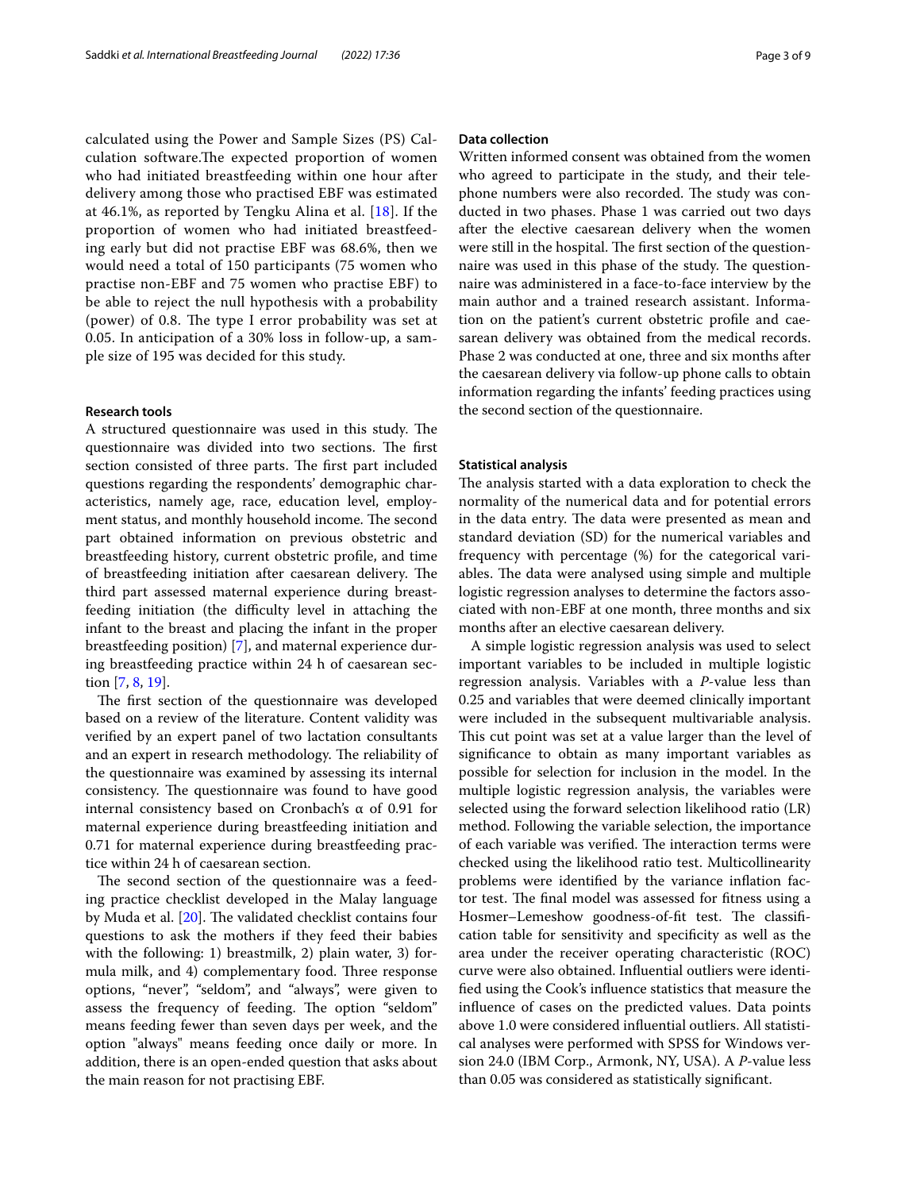calculated using the Power and Sample Sizes (PS) Calculation software.The expected proportion of women who had initiated breastfeeding within one hour after delivery among those who practised EBF was estimated at 46.1%, as reported by Tengku Alina et al. [18]. If the proportion of women who had initiated breastfeeding early but did not practise EBF was 68.6%, then we would need a total of 150 participants (75 women who practise non-EBF and 75 women who practise EBF) to be able to reject the null hypothesis with a probability (power) of 0.8. The type I error probability was set at 0.05. In anticipation of a 30% loss in follow-up, a sample size of 195 was decided for this study.

### Research tools

A structured questionnaire was used in this study. The questionnaire was divided into two sections. The first section consisted of three parts. The first part included questions regarding the respondents' demographic characteristics, namely age, race, education level, employment status, and monthly household income. The second part obtained information on previous obstetric and breastfeeding history, current obstetric profile, and time of breastfeeding initiation after caesarean delivery. The third part assessed maternal experience during breastfeeding initiation (the difficulty level in attaching the infant to the breast and placing the infant in the proper breastfeeding position) [7], and maternal experience during breastfeeding practice within 24 h of caesarean section [7, 8, 19].

The first section of the questionnaire was developed based on a review of the literature. Content validity was verified by an expert panel of two lactation consultants and an expert in research methodology. The reliability of the questionnaire was examined by assessing its internal consistency. The questionnaire was found to have good internal consistency based on Cronbach's α of 0.91 for maternal experience during breastfeeding initiation and 0.71 for maternal experience during breastfeeding practice within 24 h of caesarean section.

The second section of the questionnaire was a feeding practice checklist developed in the Malay language by Muda et al. [20]. The validated checklist contains four questions to ask the mothers if they feed their babies with the following: 1) breastmilk, 2) plain water, 3) formula milk, and 4) complementary food. Three response options, "never", "seldom", and "always", were given to assess the frequency of feeding. The option "seldom" means feeding fewer than seven days per week, and the option "always" means feeding once daily or more. In addition, there is an open-ended question that asks about the main reason for not practising EBF.

### Data collection

Written informed consent was obtained from the women who agreed to participate in the study, and their telephone numbers were also recorded. The study was conducted in two phases. Phase 1 was carried out two days after the elective caesarean delivery when the women were still in the hospital. The first section of the questionnaire was used in this phase of the study. The questionnaire was administered in a face-to-face interview by the main author and a trained research assistant. Information on the patient's current obstetric profile and caesarean delivery was obtained from the medical records. Phase 2 was conducted at one, three and six months after the caesarean delivery via follow-up phone calls to obtain information regarding the infants' feeding practices using the second section of the questionnaire.

### Statistical analysis

The analysis started with a data exploration to check the normality of the numerical data and for potential errors in the data entry. The data were presented as mean and standard deviation (SD) for the numerical variables and frequency with percentage (%) for the categorical variables. The data were analysed using simple and multiple logistic regression analyses to determine the factors associated with non-EBF at one month, three months and six months after an elective caesarean delivery.

A simple logistic regression analysis was used to select important variables to be included in multiple logistic regression analysis. Variables with a *P*-value less than 0.25 and variables that were deemed clinically important were included in the subsequent multivariable analysis. This cut point was set at a value larger than the level of significance to obtain as many important variables as possible for selection for inclusion in the model. In the multiple logistic regression analysis, the variables were selected using the forward selection likelihood ratio (LR) method. Following the variable selection, the importance of each variable was verified. The interaction terms were checked using the likelihood ratio test. Multicollinearity problems were identified by the variance inflation factor test. The final model was assessed for fitness using a Hosmer–Lemeshow goodness-of-fit test. The classification table for sensitivity and specificity as well as the area under the receiver operating characteristic (ROC) curve were also obtained. Influential outliers were identified using the Cook's influence statistics that measure the influence of cases on the predicted values. Data points above 1.0 were considered influential outliers. All statistical analyses were performed with SPSS for Windows version 24.0 (IBM Corp., Armonk, NY, USA). A *P*-value less than 0.05 was considered as statistically significant.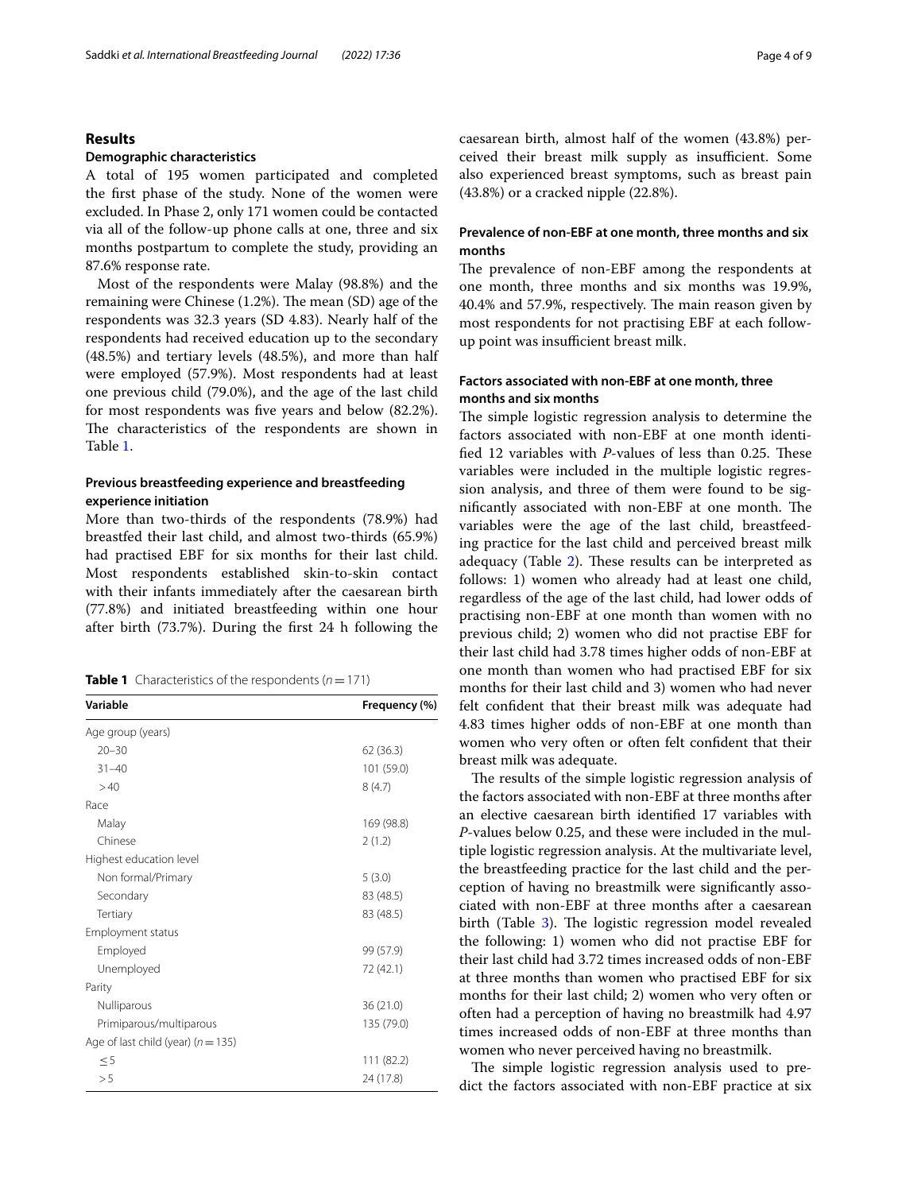## Results

### Demographic characteristics

A total of 195 women participated and completed the first phase of the study. None of the women were excluded. In Phase 2, only 171 women could be contacted via all of the follow-up phone calls at one, three and six months postpartum to complete the study, providing an 87.6% response rate.

Most of the respondents were Malay (98.8%) and the remaining were Chinese (1.2%). The mean (SD) age of the respondents was 32.3 years (SD 4.83). Nearly half of the respondents had received education up to the secondary (48.5%) and tertiary levels (48.5%), and more than half were employed (57.9%). Most respondents had at least one previous child (79.0%), and the age of the last child for most respondents was five years and below (82.2%). The characteristics of the respondents are shown in Table 1.

### Previous breastfeeding experience and breastfeeding experience initiation

More than two-thirds of the respondents (78.9%) had breastfed their last child, and almost two-thirds (65.9%) had practised EBF for six months for their last child. Most respondents established skin-to-skin contact with their infants immediately after the caesarean birth (77.8%) and initiated breastfeeding within one hour after birth (73.7%). During the first 24 h following the caesarean birth, almost half of the women (43.8%) perceived their breast milk supply as insufficient. Some also experienced breast symptoms, such as breast pain (43.8%) or a cracked nipple (22.8%).

**Table 1** Characteristics of the respondents ($n = 171$)

| Variable | Frequency (%) |
|---|---|
| Age group (years) | |
| 20–30 | 62 (36.3) |
| 31–40 | 101 (59.0) |
| >40 | 8 (4.7) |
| Race | |
| Malay | 169 (98.8) |
| Chinese | 2 (1.2) |
| Highest education level | |
| Non formal/Primary | 5 (3.0) |
| Secondary | 83 (48.5) |
| Tertiary | 83 (48.5) |
| Employment status | |
| Employed | 99 (57.9) |
| Unemployed | 72 (42.1) |
| Parity | |
| Nulliparous | 36 (21.0) |
| Primiparous/multiparous | 135 (79.0) |
| Age of last child (year) ($n = 135$) | |
| ≤5 | 111 (82.2) |
| >5 | 24 (17.8) |

### Prevalence of non-EBF at one month, three months and six months

The prevalence of non-EBF among the respondents at one month, three months and six months was 19.9%, 40.4% and 57.9%, respectively. The main reason given by most respondents for not practising EBF at each follow-up point was insufficient breast milk.

### Factors associated with non-EBF at one month, three months and six months

The simple logistic regression analysis to determine the factors associated with non-EBF at one month identified 12 variables with *P*-values of less than 0.25. These variables were included in the multiple logistic regression analysis, and three of them were found to be significantly associated with non-EBF at one month. The variables were the age of the last child, breastfeeding practice for the last child and perceived breast milk adequacy (Table 2). These results can be interpreted as follows: 1) women who already had at least one child, regardless of the age of the last child, had lower odds of practising non-EBF at one month than women with no previous child; 2) women who did not practise EBF for their last child had 3.78 times higher odds of non-EBF at one month than women who had practised EBF for six months for their last child and 3) women who had never felt confident that their breast milk was adequate had 4.83 times higher odds of non-EBF at one month than women who very often or often felt confident that their breast milk was adequate.

The results of the simple logistic regression analysis of the factors associated with non-EBF at three months after an elective caesarean birth identified 17 variables with *P*-values below 0.25, and these were included in the multiple logistic regression analysis. At the multivariate level, the breastfeeding practice for the last child and the perception of having no breastmilk were significantly associated with non-EBF at three months after a caesarean birth (Table 3). The logistic regression model revealed the following: 1) women who did not practise EBF for their last child had 3.72 times increased odds of non-EBF at three months than women who practised EBF for six months for their last child; 2) women who very often or often had a perception of having no breastmilk had 4.97 times increased odds of non-EBF at three months than women who never perceived having no breastmilk.

The simple logistic regression analysis used to predict the factors associated with non-EBF practice at six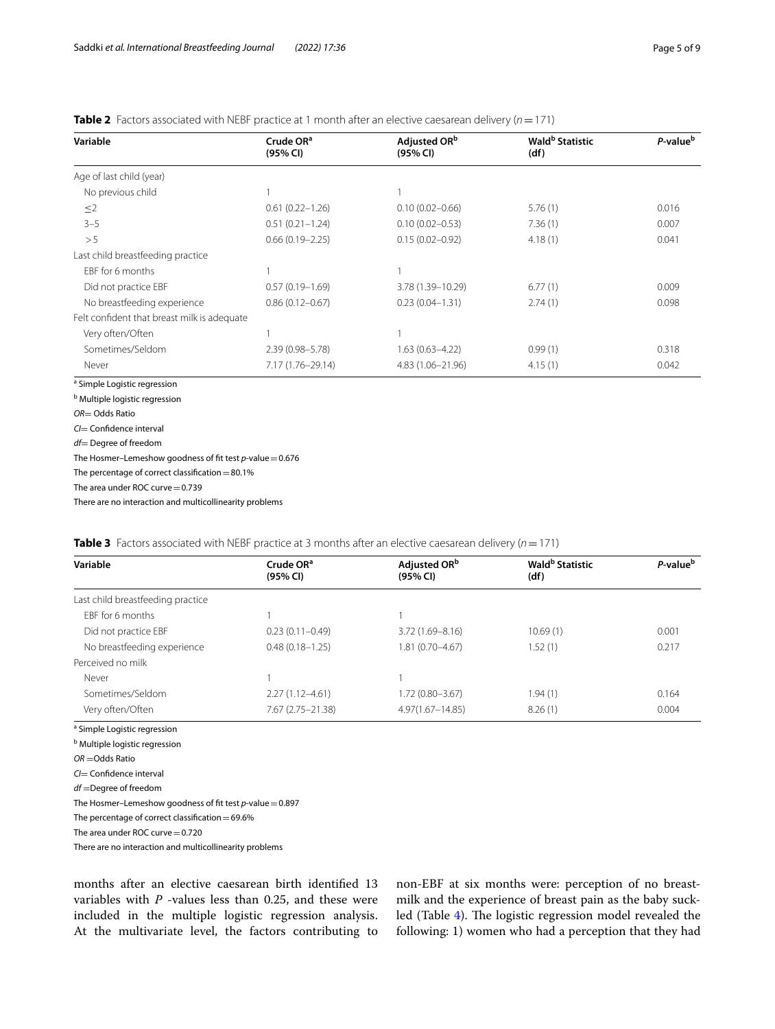**Table 2** Factors associated with NEBF practice at 1 month after an elective caesarean delivery ($n = 171$)

| Variable | Crude OR[a] (95% CI) | Adjusted OR[b] (95% CI) | Wald[b] Statistic (df) | *P*-value[b] |
|---|---|---|---|---|
| Age of last child (year) | | | | |
| No previous child | 1 | 1 | | |
| ≤2 | 0.61 (0.22–1.26) | 0.10 (0.02–0.66) | 5.76 (1) | 0.016 |
| 3–5 | 0.51 (0.21–1.24) | 0.10 (0.02–0.53) | 7.36 (1) | 0.007 |
| > 5 | 0.66 (0.19–2.25) | 0.15 (0.02–0.92) | 4.18 (1) | 0.041 |
| Last child breastfeeding practice | | | | |
| EBF for 6 months | 1 | 1 | | |
| Did not practice EBF | 0.57 (0.19–1.69) | 3.78 (1.39–10.29) | 6.77 (1) | 0.009 |
| No breastfeeding experience | 0.86 (0.12–0.67) | 0.23 (0.04–1.31) | 2.74 (1) | 0.098 |
| Felt confident that breast milk is adequate | | | | |
| Very often/Often | 1 | 1 | | |
| Sometimes/Seldom | 2.39 (0.98–5.78) | 1.63 (0.63–4.22) | 0.99 (1) | 0.318 |
| Never | 7.17 (1.76–29.14) | 4.83 (1.06–21.96) | 4.15 (1) | 0.042 |

[a] Simple Logistic regression

[b] Multiple logistic regression

*OR* = Odds Ratio

*CI* = Confidence interval

*df* = Degree of freedom

The Hosmer–Lemeshow goodness of fit test *p*-value = 0.676

The percentage of correct classification = 80.1%

The area under ROC curve = 0.739

There are no interaction and multicollinearity problems

**Table 3** Factors associated with NEBF practice at 3 months after an elective caesarean delivery ($n = 171$)

| Variable | Crude OR[a] (95% CI) | Adjusted OR[b] (95% CI) | Wald[b] Statistic (df) | *P*-value[b] |
|---|---|---|---|---|
| Last child breastfeeding practice | | | | |
| EBF for 6 months | 1 | 1 | | |
| Did not practice EBF | 0.23 (0.11–0.49) | 3.72 (1.69–8.16) | 10.69 (1) | 0.001 |
| No breastfeeding experience | 0.48 (0.18–1.25) | 1.81 (0.70–4.67) | 1.52 (1) | 0.217 |
| Perceived no milk | | | | |
| Never | 1 | 1 | | |
| Sometimes/Seldom | 2.27 (1.12–4.61) | 1.72 (0.80–3.67) | 1.94 (1) | 0.164 |
| Very often/Often | 7.67 (2.75–21.38) | 4.97(1.67–14.85) | 8.26 (1) | 0.004 |

[a] Simple Logistic regression

[b] Multiple logistic regression

*OR* = Odds Ratio

*CI* = Confidence interval

*df* = Degree of freedom

The Hosmer–Lemeshow goodness of fit test *p*-value = 0.897

The percentage of correct classification = 69.6%

The area under ROC curve = 0.720

There are no interaction and multicollinearity problems

months after an elective caesarean birth identified 13 variables with *P* -values less than 0.25, and these were included in the multiple logistic regression analysis. At the multivariate level, the factors contributing to non-EBF at six months were: perception of no breastmilk and the experience of breast pain as the baby suckled (Table 4). The logistic regression model revealed the following: 1) women who had a perception that they had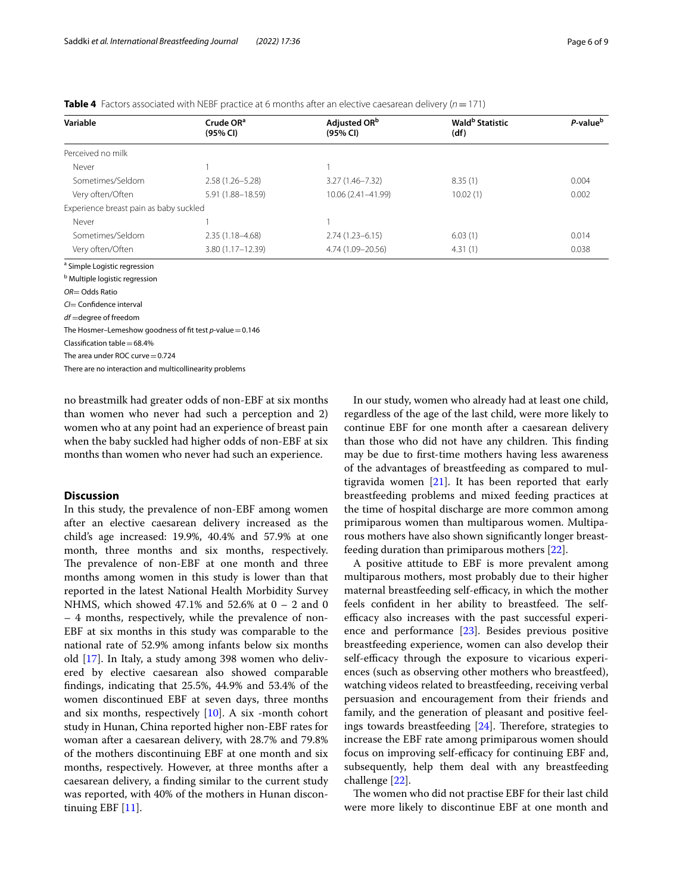**Table 4** Factors associated with NEBF practice at 6 months after an elective caesarean delivery ($n = 171$)

| Variable | Crude OR[a] (95% CI) | Adjusted OR[b] (95% CI) | Wald[b] Statistic (df) | *P*-value[b] |
|---|---|---|---|---|
| Perceived no milk | | | | |
| Never | 1 | 1 | | |
| Sometimes/Seldom | 2.58 (1.26–5.28) | 3.27 (1.46–7.32) | 8.35 (1) | 0.004 |
| Very often/Often | 5.91 (1.88–18.59) | 10.06 (2.41–41.99) | 10.02 (1) | 0.002 |
| Experience breast pain as baby suckled | | | | |
| Never | 1 | 1 | | |
| Sometimes/Seldom | 2.35 (1.18–4.68) | 2.74 (1.23–6.15) | 6.03 (1) | 0.014 |
| Very often/Often | 3.80 (1.17–12.39) | 4.74 (1.09–20.56) | 4.31 (1) | 0.038 |

[a] Simple Logistic regression

[b] Multiple logistic regression

*OR*= Odds Ratio

*CI*= Confidence interval

*df* =degree of freedom

The Hosmer–Lemeshow goodness of fit test *p*-value = 0.146

Classification table = 68.4%

The area under ROC curve = 0.724

There are no interaction and multicollinearity problems

no breastmilk had greater odds of non-EBF at six months than women who never had such a perception and 2) women who at any point had an experience of breast pain when the baby suckled had higher odds of non-EBF at six months than women who never had such an experience.

## Discussion

In this study, the prevalence of non-EBF among women after an elective caesarean delivery increased as the child's age increased: 19.9%, 40.4% and 57.9% at one month, three months and six months, respectively. The prevalence of non-EBF at one month and three months among women in this study is lower than that reported in the latest National Health Morbidity Survey NHMS, which showed 47.1% and 52.6% at 0 – 2 and 0 – 4 months, respectively, while the prevalence of non-EBF at six months in this study was comparable to the national rate of 52.9% among infants below six months old [17]. In Italy, a study among 398 women who delivered by elective caesarean also showed comparable findings, indicating that 25.5%, 44.9% and 53.4% of the women discontinued EBF at seven days, three months and six months, respectively [10]. A six -month cohort study in Hunan, China reported higher non-EBF rates for woman after a caesarean delivery, with 28.7% and 79.8% of the mothers discontinuing EBF at one month and six months, respectively. However, at three months after a caesarean delivery, a finding similar to the current study was reported, with 40% of the mothers in Hunan discontinuing EBF [11].

In our study, women who already had at least one child, regardless of the age of the last child, were more likely to continue EBF for one month after a caesarean delivery than those who did not have any children. This finding may be due to first-time mothers having less awareness of the advantages of breastfeeding as compared to multigravida women [21]. It has been reported that early breastfeeding problems and mixed feeding practices at the time of hospital discharge are more common among primiparous women than multiparous women. Multiparous mothers have also shown significantly longer breastfeeding duration than primiparous mothers [22].

A positive attitude to EBF is more prevalent among multiparous mothers, most probably due to their higher maternal breastfeeding self-efficacy, in which the mother feels confident in her ability to breastfeed. The self-efficacy also increases with the past successful experience and performance [23]. Besides previous positive breastfeeding experience, women can also develop their self-efficacy through the exposure to vicarious experiences (such as observing other mothers who breastfeed), watching videos related to breastfeeding, receiving verbal persuasion and encouragement from their friends and family, and the generation of pleasant and positive feelings towards breastfeeding [24]. Therefore, strategies to increase the EBF rate among primiparous women should focus on improving self-efficacy for continuing EBF and, subsequently, help them deal with any breastfeeding challenge [22].

The women who did not practise EBF for their last child were more likely to discontinue EBF at one month and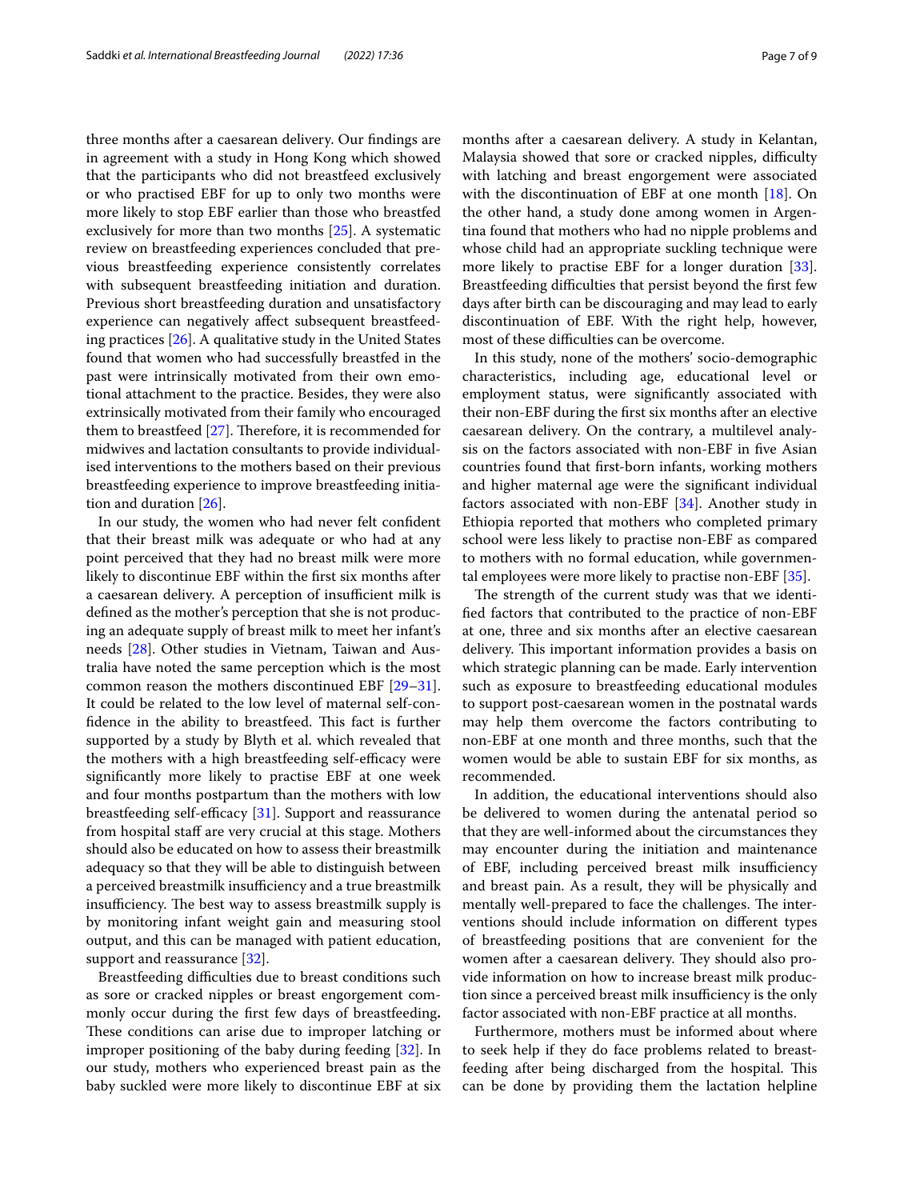three months after a caesarean delivery. Our findings are in agreement with a study in Hong Kong which showed that the participants who did not breastfeed exclusively or who practised EBF for up to only two months were more likely to stop EBF earlier than those who breastfed exclusively for more than two months [25]. A systematic review on breastfeeding experiences concluded that previous breastfeeding experience consistently correlates with subsequent breastfeeding initiation and duration. Previous short breastfeeding duration and unsatisfactory experience can negatively affect subsequent breastfeeding practices [26]. A qualitative study in the United States found that women who had successfully breastfed in the past were intrinsically motivated from their own emotional attachment to the practice. Besides, they were also extrinsically motivated from their family who encouraged them to breastfeed [27]. Therefore, it is recommended for midwives and lactation consultants to provide individualised interventions to the mothers based on their previous breastfeeding experience to improve breastfeeding initiation and duration [26].

In our study, the women who had never felt confident that their breast milk was adequate or who had at any point perceived that they had no breast milk were more likely to discontinue EBF within the first six months after a caesarean delivery. A perception of insufficient milk is defined as the mother's perception that she is not producing an adequate supply of breast milk to meet her infant's needs [28]. Other studies in Vietnam, Taiwan and Australia have noted the same perception which is the most common reason the mothers discontinued EBF [29–31]. It could be related to the low level of maternal self-confidence in the ability to breastfeed. This fact is further supported by a study by Blyth et al. which revealed that the mothers with a high breastfeeding self-efficacy were significantly more likely to practise EBF at one week and four months postpartum than the mothers with low breastfeeding self-efficacy [31]. Support and reassurance from hospital staff are very crucial at this stage. Mothers should also be educated on how to assess their breastmilk adequacy so that they will be able to distinguish between a perceived breastmilk insufficiency and a true breastmilk insufficiency. The best way to assess breastmilk supply is by monitoring infant weight gain and measuring stool output, and this can be managed with patient education, support and reassurance [32].

Breastfeeding difficulties due to breast conditions such as sore or cracked nipples or breast engorgement commonly occur during the first few days of breastfeeding**.** These conditions can arise due to improper latching or improper positioning of the baby during feeding [32]. In our study, mothers who experienced breast pain as the baby suckled were more likely to discontinue EBF at six months after a caesarean delivery. A study in Kelantan, Malaysia showed that sore or cracked nipples, difficulty with latching and breast engorgement were associated with the discontinuation of EBF at one month [18]. On the other hand, a study done among women in Argentina found that mothers who had no nipple problems and whose child had an appropriate suckling technique were more likely to practise EBF for a longer duration [33]. Breastfeeding difficulties that persist beyond the first few days after birth can be discouraging and may lead to early discontinuation of EBF. With the right help, however, most of these difficulties can be overcome.

In this study, none of the mothers' socio-demographic characteristics, including age, educational level or employment status, were significantly associated with their non-EBF during the first six months after an elective caesarean delivery. On the contrary, a multilevel analysis on the factors associated with non-EBF in five Asian countries found that first-born infants, working mothers and higher maternal age were the significant individual factors associated with non-EBF [34]. Another study in Ethiopia reported that mothers who completed primary school were less likely to practise non-EBF as compared to mothers with no formal education, while governmental employees were more likely to practise non-EBF [35].

The strength of the current study was that we identified factors that contributed to the practice of non-EBF at one, three and six months after an elective caesarean delivery. This important information provides a basis on which strategic planning can be made. Early intervention such as exposure to breastfeeding educational modules to support post-caesarean women in the postnatal wards may help them overcome the factors contributing to non-EBF at one month and three months, such that the women would be able to sustain EBF for six months, as recommended.

In addition, the educational interventions should also be delivered to women during the antenatal period so that they are well-informed about the circumstances they may encounter during the initiation and maintenance of EBF, including perceived breast milk insufficiency and breast pain. As a result, they will be physically and mentally well-prepared to face the challenges. The interventions should include information on different types of breastfeeding positions that are convenient for the women after a caesarean delivery. They should also provide information on how to increase breast milk production since a perceived breast milk insufficiency is the only factor associated with non-EBF practice at all months.

Furthermore, mothers must be informed about where to seek help if they do face problems related to breastfeeding after being discharged from the hospital. This can be done by providing them the lactation helpline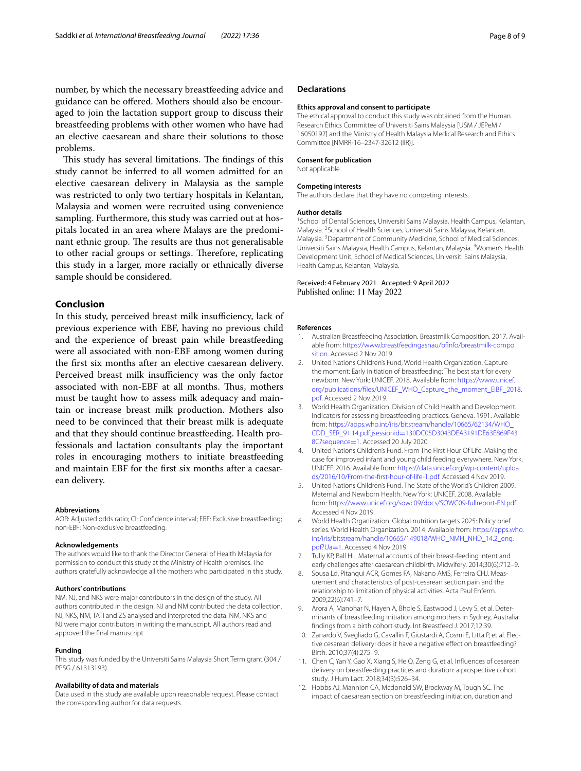number, by which the necessary breastfeeding advice and guidance can be offered. Mothers should also be encouraged to join the lactation support group to discuss their breastfeeding problems with other women who have had an elective caesarean and share their solutions to those problems.

This study has several limitations. The findings of this study cannot be inferred to all women admitted for an elective caesarean delivery in Malaysia as the sample was restricted to only two tertiary hospitals in Kelantan, Malaysia and women were recruited using convenience sampling. Furthermore, this study was carried out at hospitals located in an area where Malays are the predominant ethnic group. The results are thus not generalisable to other racial groups or settings. Therefore, replicating this study in a larger, more racially or ethnically diverse sample should be considered.

## Conclusion

In this study, perceived breast milk insufficiency, lack of previous experience with EBF, having no previous child and the experience of breast pain while breastfeeding were all associated with non-EBF among women during the first six months after an elective caesarean delivery. Perceived breast milk insufficiency was the only factor associated with non-EBF at all months. Thus, mothers must be taught how to assess milk adequacy and maintain or increase breast milk production. Mothers also need to be convinced that their breast milk is adequate and that they should continue breastfeeding. Health professionals and lactation consultants play the important roles in encouraging mothers to initiate breastfeeding and maintain EBF for the first six months after a caesarean delivery.

#### Abbreviations

AOR: Adjusted odds ratio; CI: Confidence interval; EBF: Exclusive breastfeeding; non-EBF: Non-exclusive breastfeeding.

#### Acknowledgements

The authors would like to thank the Director General of Health Malaysia for permission to conduct this study at the Ministry of Health premises. The authors gratefully acknowledge all the mothers who participated in this study.

#### Authors' contributions

NM, NJ, and NKS were major contributors in the design of the study. All authors contributed in the design. NJ and NM contributed the data collection. NJ, NKS, NM, TATI and ZS analysed and interpreted the data. NM, NKS and NJ were major contributors in writing the manuscript. All authors read and approved the final manuscript.

#### Funding

This study was funded by the Universiti Sains Malaysia Short Term grant (304 / PPSG / 61313193).

#### Availability of data and materials

Data used in this study are available upon reasonable request. Please contact the corresponding author for data requests.

## Declarations

#### Ethics approval and consent to participate

The ethical approval to conduct this study was obtained from the Human Research Ethics Committee of Universiti Sains Malaysia [USM / JEPeM / 16050192] and the Ministry of Health Malaysia Medical Research and Ethics Committee [NMRR-16–2347-32612 (IIR)].

#### Consent for publication

Not applicable.

#### Competing interests

The authors declare that they have no competing interests.

#### Author details

[1]School of Dental Sciences, Universiti Sains Malaysia, Health Campus, Kelantan, Malaysia. [2]School of Health Sciences, Universiti Sains Malaysia, Kelantan, Malaysia. [3]Department of Community Medicine, School of Medical Sciences, Universiti Sains Malaysia, Health Campus, Kelantan, Malaysia. [4]Women's Health Development Unit, School of Medical Sciences, Universiti Sains Malaysia, Health Campus, Kelantan, Malaysia.

Received: 4 February 2021 Accepted: 9 April 2022
Published online: 11 May 2022

## References

1. Australian Breastfeeding Association. Breastmilk Composition. 2017. Available from: https://www.breastfeedingasnau/bfinfo/breastmilk-composition. Accessed 2 Nov 2019.
2. United Nations Children's Fund, World Health Organization. Capture the moment: Early initiation of breastfeeding: The best start for every newborn. New York: UNICEF. 2018. Available from: https://www.unicef.org/publications/files/UNICEF_WHO_Capture_the_moment_EIBF_2018.pdf. Accessed 2 Nov 2019.
3. World Health Organization. Division of Child Health and Development. Indicators for assessing breastfeeding practices. Geneva. 1991. Available from: https://apps.who.int/iris/bitstream/handle/10665/62134/WHO_CDD_SER_91.14.pdf;jsessionid=130DC05D3043DEA3191DE63E869F438C?sequence=1. Accessed 20 July 2020.
4. United Nations Children's Fund. From The First Hour Of Life. Making the case for improved infant and young child feeding everywhere. New York. UNICEF. 2016. Available from: https://data.unicef.org/wp-content/uploads/2016/10/From-the-first-hour-of-life-1.pdf. Accessed 4 Nov 2019.
5. United Nations Children's Fund. The State of the World's Children 2009. Maternal and Newborn Health. New York: UNICEF. 2008. Available from: https://www.unicef.org/sowc09/docs/SOWC09-fullreport-EN.pdf. Accessed 4 Nov 2019.
6. World Health Organization. Global nutrition targets 2025: Policy brief series. World Health Organization. 2014. Available from: https://apps.who.int/iris/bitstream/handle/10665/149018/WHO_NMH_NHD_14.2_eng.pdf?Ua=1. Accessed 4 Nov 2019.
7. Tully KP, Ball HL. Maternal accounts of their breast-feeding intent and early challenges after caesarean childbirth. Midwifery. 2014;30(6):712–9.
8. Sousa Ld, Pitangui ACR, Gomes FA, Nakano AMS, Ferreira CHJ. Measurement and characteristics of post-cesarean section pain and the relationship to limitation of physical activities. Acta Paul Enferm. 2009;22(6):741–7.
9. Arora A, Manohar N, Hayen A, Bhole S, Eastwood J, Levy S, et al. Determinants of breastfeeding initiation among mothers in Sydney, Australia: findings from a birth cohort study. Int Breastfeed J. 2017;12:39.
10. Zanardo V, Svegliado G, Cavallin F, Giustardi A, Cosmi E, Litta P, et al. Elective cesarean delivery: does it have a negative effect on breastfeeding? Birth. 2010;37(4):275–9.
11. Chen C, Yan Y, Gao X, Xiang S, He Q, Zeng G, et al. Influences of cesarean delivery on breastfeeding practices and duration: a prospective cohort study. J Hum Lact. 2018;34(3):526–34.
12. Hobbs AJ, Mannion CA, Mcdonald SW, Brockway M, Tough SC. The impact of caesarean section on breastfeeding initiation, duration and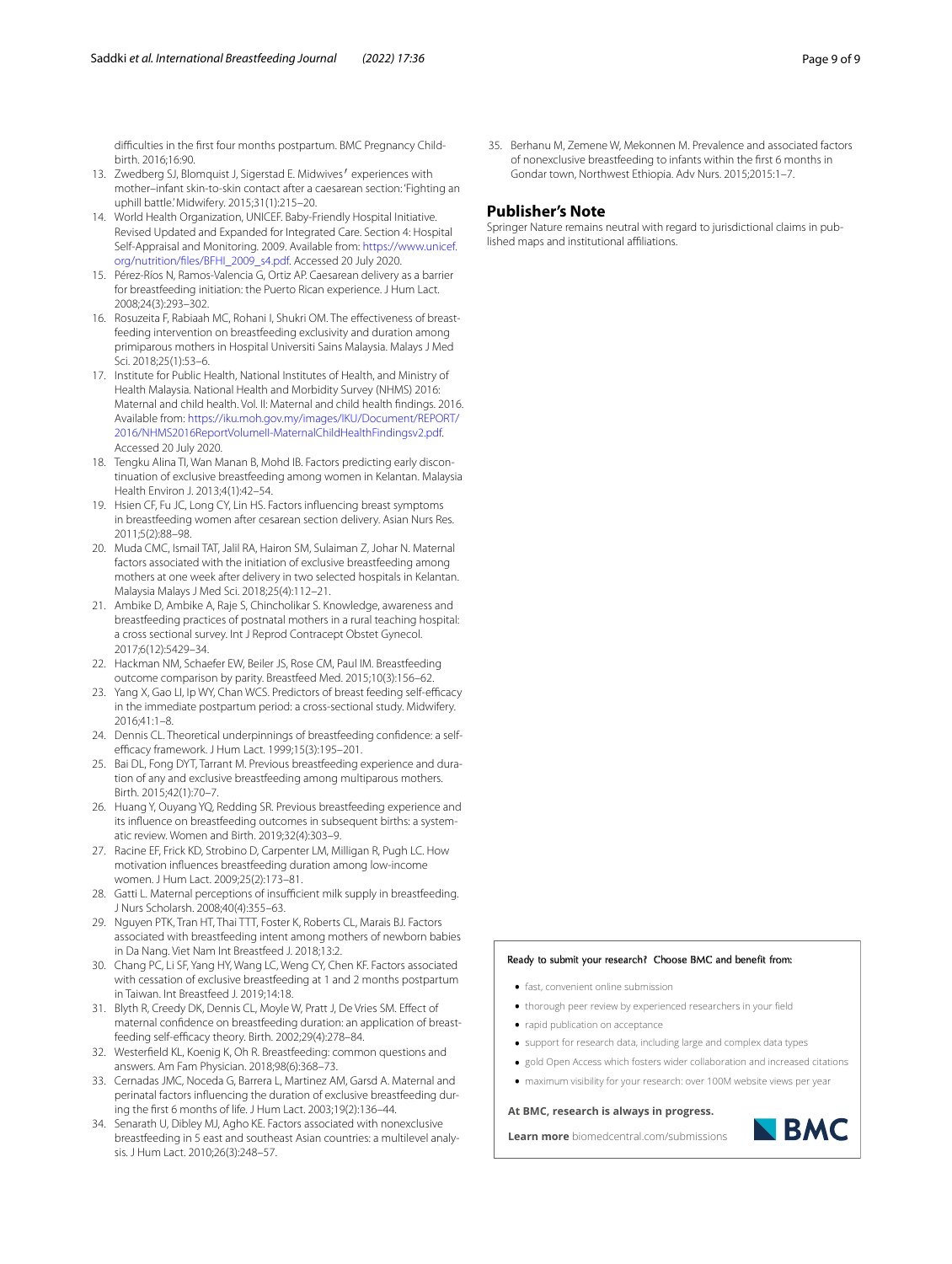difficulties in the first four months postpartum. BMC Pregnancy Childbirth. 2016;16:90.

13. Zwedberg SJ, Blomquist J, Sigerstad E. Midwives′ experiences with mother–infant skin-to-skin contact after a caesarean section: 'Fighting an uphill battle.' Midwifery. 2015;31(1):215–20.
14. World Health Organization, UNICEF. Baby-Friendly Hospital Initiative. Revised Updated and Expanded for Integrated Care. Section 4: Hospital Self-Appraisal and Monitoring. 2009. Available from: https://www.unicef.org/nutrition/files/BFHI_2009_s4.pdf. Accessed 20 July 2020.
15. Pérez-Ríos N, Ramos-Valencia G, Ortiz AP. Caesarean delivery as a barrier for breastfeeding initiation: the Puerto Rican experience. J Hum Lact. 2008;24(3):293–302.
16. Rosuzeita F, Rabiaah MC, Rohani I, Shukri OM. The effectiveness of breastfeeding intervention on breastfeeding exclusivity and duration among primiparous mothers in Hospital Universiti Sains Malaysia. Malays J Med Sci. 2018;25(1):53–6.
17. Institute for Public Health, National Institutes of Health, and Ministry of Health Malaysia. National Health and Morbidity Survey (NHMS) 2016: Maternal and child health. Vol. II: Maternal and child health findings. 2016. Available from: https://iku.moh.gov.my/images/IKU/Document/REPORT/2016/NHMS2016ReportVolumeII-MaternalChildHealthFindingsv2.pdf. Accessed 20 July 2020.
18. Tengku Alina TI, Wan Manan B, Mohd IB. Factors predicting early discontinuation of exclusive breastfeeding among women in Kelantan. Malaysia Health Environ J. 2013;4(1):42–54.
19. Hsien CF, Fu JC, Long CY, Lin HS. Factors influencing breast symptoms in breastfeeding women after cesarean section delivery. Asian Nurs Res. 2011;5(2):88–98.
20. Muda CMC, Ismail TAT, Jalil RA, Hairon SM, Sulaiman Z, Johar N. Maternal factors associated with the initiation of exclusive breastfeeding among mothers at one week after delivery in two selected hospitals in Kelantan. Malaysia Malays J Med Sci. 2018;25(4):112–21.
21. Ambike D, Ambike A, Raje S, Chincholikar S. Knowledge, awareness and breastfeeding practices of postnatal mothers in a rural teaching hospital: a cross sectional survey. Int J Reprod Contracept Obstet Gynecol. 2017;6(12):5429–34.
22. Hackman NM, Schaefer EW, Beiler JS, Rose CM, Paul IM. Breastfeeding outcome comparison by parity. Breastfeed Med. 2015;10(3):156–62.
23. Yang X, Gao LI, Ip WY, Chan WCS. Predictors of breast feeding self-efficacy in the immediate postpartum period: a cross-sectional study. Midwifery. 2016;41:1–8.
24. Dennis CL. Theoretical underpinnings of breastfeeding confidence: a self-efficacy framework. J Hum Lact. 1999;15(3):195–201.
25. Bai DL, Fong DYT, Tarrant M. Previous breastfeeding experience and duration of any and exclusive breastfeeding among multiparous mothers. Birth. 2015;42(1):70–7.
26. Huang Y, Ouyang YQ, Redding SR. Previous breastfeeding experience and its influence on breastfeeding outcomes in subsequent births: a systematic review. Women and Birth. 2019;32(4):303–9.
27. Racine EF, Frick KD, Strobino D, Carpenter LM, Milligan R, Pugh LC. How motivation influences breastfeeding duration among low-income women. J Hum Lact. 2009;25(2):173–81.
28. Gatti L. Maternal perceptions of insufficient milk supply in breastfeeding. J Nurs Scholarsh. 2008;40(4):355–63.
29. Nguyen PTK, Tran HT, Thai TTT, Foster K, Roberts CL, Marais BJ. Factors associated with breastfeeding intent among mothers of newborn babies in Da Nang. Viet Nam Int Breastfeed J. 2018;13:2.
30. Chang PC, Li SF, Yang HY, Wang LC, Weng CY, Chen KF. Factors associated with cessation of exclusive breastfeeding at 1 and 2 months postpartum in Taiwan. Int Breastfeed J. 2019;14:18.
31. Blyth R, Creedy DK, Dennis CL, Moyle W, Pratt J, De Vries SM. Effect of maternal confidence on breastfeeding duration: an application of breastfeeding self-efficacy theory. Birth. 2002;29(4):278–84.
32. Westerfield KL, Koenig K, Oh R. Breastfeeding: common questions and answers. Am Fam Physician. 2018;98(6):368–73.
33. Cernadas JMC, Noceda G, Barrera L, Martinez AM, Garsd A. Maternal and perinatal factors influencing the duration of exclusive breastfeeding during the first 6 months of life. J Hum Lact. 2003;19(2):136–44.
34. Senarath U, Dibley MJ, Agho KE. Factors associated with nonexclusive breastfeeding in 5 east and southeast Asian countries: a multilevel analysis. J Hum Lact. 2010;26(3):248–57.
35. Berhanu M, Zemene W, Mekonnen M. Prevalence and associated factors of nonexclusive breastfeeding to infants within the first 6 months in Gondar town, Northwest Ethiopia. Adv Nurs. 2015;2015:1–7.

## Publisher's Note

Springer Nature remains neutral with regard to jurisdictional claims in published maps and institutional affiliations.

Ready to submit your research? Choose BMC and benefit from:

- fast, convenient online submission
- thorough peer review by experienced researchers in your field
- rapid publication on acceptance
- support for research data, including large and complex data types
- gold Open Access which fosters wider collaboration and increased citations
- maximum visibility for your research: over 100M website views per year

**At BMC, research is always in progress.**

**Learn more** biomedcentral.com/submissions

BMC